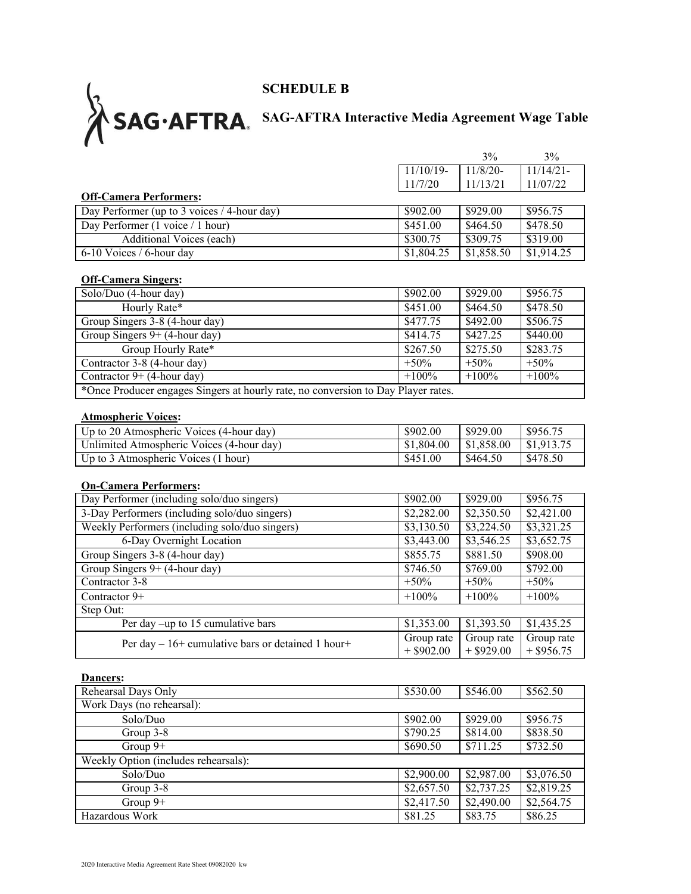# SCHEDULE B

## SAG-AFTRA Interactive Media Agreement Wage Table

| | 11/10/19-11/7/20 | 3% 11/8/20-11/13/21 | 3% 11/14/21-11/07/22 |
|---|---|---|---|
| **Off-Camera Performers:** | | | |
| Day Performer (up to 3 voices / 4-hour day) | $902.00 | $929.00 | $956.75 |
| Day Performer (1 voice / 1 hour) | $451.00 | $464.50 | $478.50 |
| Additional Voices (each) | $300.75 | $309.75 | $319.00 |
| 6-10 Voices / 6-hour day | $1,804.25 | $1,858.50 | $1,914.25 |
| **Off-Camera Singers:** | | | |
| Solo/Duo (4-hour day) | $902.00 | $929.00 | $956.75 |
| Hourly Rate* | $451.00 | $464.50 | $478.50 |
| Group Singers 3-8 (4-hour day) | $477.75 | $492.00 | $506.75 |
| Group Singers 9+ (4-hour day) | $414.75 | $427.25 | $440.00 |
| Group Hourly Rate* | $267.50 | $275.50 | $283.75 |
| Contractor 3-8 (4-hour day) | +50% | +50% | +50% |
| Contractor 9+ (4-hour day) | +100% | +100% | +100% |
| *Once Producer engages Singers at hourly rate, no conversion to Day Player rates. | | | |
| **Atmospheric Voices:** | | | |
| Up to 20 Atmospheric Voices (4-hour day) | $902.00 | $929.00 | $956.75 |
| Unlimited Atmospheric Voices (4-hour day) | $1,804.00 | $1,858.00 | $1,913.75 |
| Up to 3 Atmospheric Voices (1 hour) | $451.00 | $464.50 | $478.50 |
| **On-Camera Performers:** | | | |
| Day Performer (including solo/duo singers) | $902.00 | $929.00 | $956.75 |
| 3-Day Performers (including solo/duo singers) | $2,282.00 | $2,350.50 | $2,421.00 |
| Weekly Performers (including solo/duo singers) | $3,130.50 | $3,224.50 | $3,321.25 |
| 6-Day Overnight Location | $3,443.00 | $3,546.25 | $3,652.75 |
| Group Singers 3-8 (4-hour day) | $855.75 | $881.50 | $908.00 |
| Group Singers 9+ (4-hour day) | $746.50 | $769.00 | $792.00 |
| Contractor 3-8 | +50% | +50% | +50% |
| Contractor 9+ | +100% | +100% | +100% |
| Step Out: | | | |
| Per day –up to 15 cumulative bars | $1,353.00 | $1,393.50 | $1,435.25 |
| Per day – 16+ cumulative bars or detained 1 hour+ | Group rate + $902.00 | Group rate + $929.00 | Group rate + $956.75 |
| **Dancers:** | | | |
| Rehearsal Days Only | $530.00 | $546.00 | $562.50 |
| Work Days (no rehearsal): | | | |
| Solo/Duo | $902.00 | $929.00 | $956.75 |
| Group 3-8 | $790.25 | $814.00 | $838.50 |
| Group 9+ | $690.50 | $711.25 | $732.50 |
| Weekly Option (includes rehearsals): | | | |
| Solo/Duo | $2,900.00 | $2,987.00 | $3,076.50 |
| Group 3-8 | $2,657.50 | $2,737.25 | $2,819.25 |
| Group 9+ | $2,417.50 | $2,490.00 | $2,564.75 |
| Hazardous Work | $81.25 | $83.75 | $86.25 |

2020 Interactive Media Agreement Rate Sheet 09082020 kw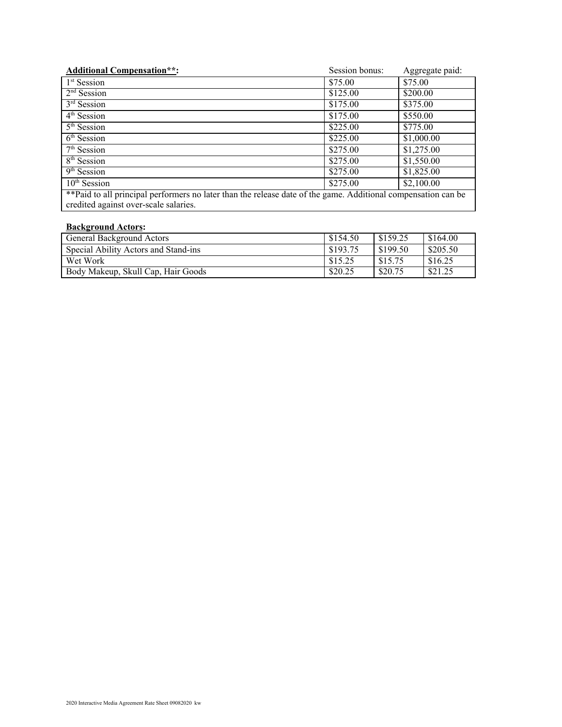| **Additional Compensation\*\*:** | Session bonus: | Aggregate paid: |
|---|---|---|
| 1st Session | $75.00 | $75.00 |
| 2nd Session | $125.00 | $200.00 |
| 3rd Session | $175.00 | $375.00 |
| 4th Session | $175.00 | $550.00 |
| 5th Session | $225.00 | $775.00 |
| 6th Session | $225.00 | $1,000.00 |
| 7th Session | $275.00 | $1,275.00 |
| 8th Session | $275.00 | $1,550.00 |
| 9th Session | $275.00 | $1,825.00 |
| 10th Session | $275.00 | $2,100.00 |
| **Paid to all principal performers no later than the release date of the game. Additional compensation can be credited against over-scale salaries. | | |

**Background Actors:**

| | | | |
|---|---|---|---|
| General Background Actors | $154.50 | $159.25 | $164.00 |
| Special Ability Actors and Stand-ins | $193.75 | $199.50 | $205.50 |
| Wet Work | $15.25 | $15.75 | $16.25 |
| Body Makeup, Skull Cap, Hair Goods | $20.25 | $20.75 | $21.25 |